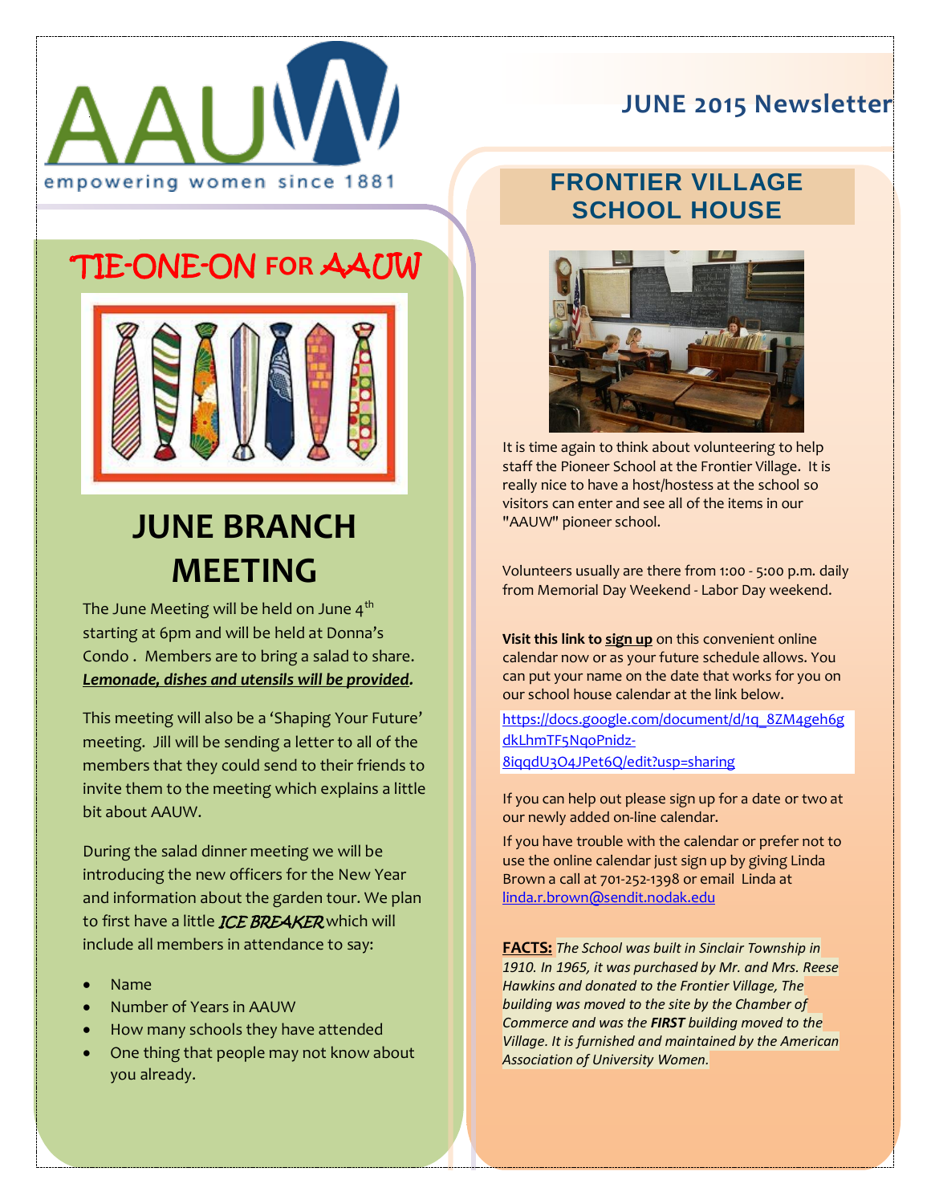AAUW

empowering women since 1881

# JUNE 2015 Newsletter

## TIE-ONE-ON FOR AAUW

## JUNE BRANCH MEETING

The June Meeting will be held on June 4th starting at 6pm and will be held at Donna's Condo . Members are to bring a salad to share. ***Lemonade, dishes and utensils will be provided***.

This meeting will also be a 'Shaping Your Future' meeting. Jill will be sending a letter to all of the members that they could send to their friends to invite them to the meeting which explains a little bit about AAUW.

During the salad dinner meeting we will be introducing the new officers for the New Year and information about the garden tour. We plan to first have a little *ICE BREAKER* which will include all members in attendance to say:

- Name
- Number of Years in AAUW
- How many schools they have attended
- One thing that people may not know about you already.

## FRONTIER VILLAGE SCHOOL HOUSE

It is time again to think about volunteering to help staff the Pioneer School at the Frontier Village. It is really nice to have a host/hostess at the school so visitors can enter and see all of the items in our "AAUW" pioneer school.

Volunteers usually are there from 1:00 - 5:00 p.m. daily from Memorial Day Weekend - Labor Day weekend.

**Visit this link to sign up** on this convenient online calendar now or as your future schedule allows. You can put your name on the date that works for you on our school house calendar at the link below.

https://docs.google.com/document/d/1q_8ZM4geh6gdkLhmTF5NqoPnidz-8iqqdU3O4JPet6Q/edit?usp=sharing

If you can help out please sign up for a date or two at our newly added on-line calendar.

If you have trouble with the calendar or prefer not to use the online calendar just sign up by giving Linda Brown a call at 701-252-1398 or email Linda at linda.r.brown@sendit.nodak.edu

**FACTS:** *The School was built in Sinclair Township in 1910. In 1965, it was purchased by Mr. and Mrs. Reese Hawkins and donated to the Frontier Village, The building was moved to the site by the Chamber of Commerce and was the **FIRST** building moved to the Village. It is furnished and maintained by the American Association of University Women.*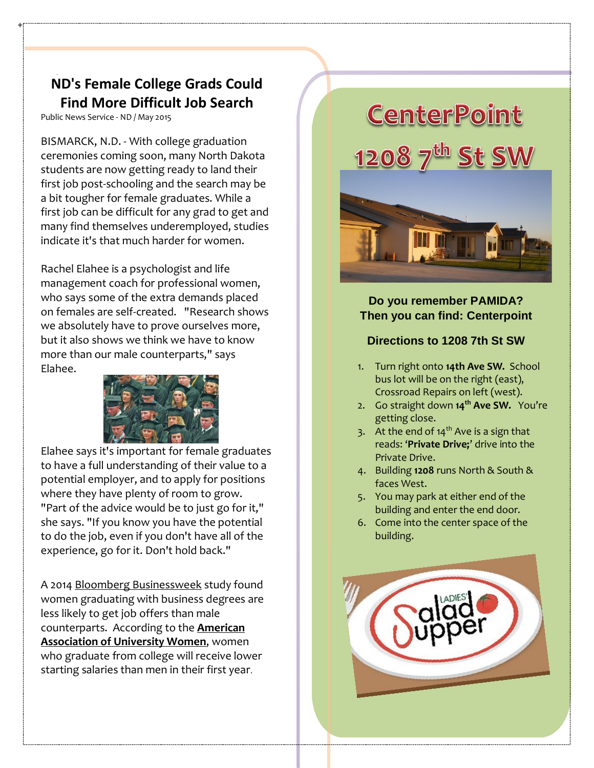## ND's Female College Grads Could Find More Difficult Job Search

Public News Service - ND / May 2015

BISMARCK, N.D. - With college graduation ceremonies coming soon, many North Dakota students are now getting ready to land their first job post-schooling and the search may be a bit tougher for female graduates. While a first job can be difficult for any grad to get and many find themselves underemployed, studies indicate it's that much harder for women.

Rachel Elahee is a psychologist and life management coach for professional women, who says some of the extra demands placed on females are self-created. "Research shows we absolutely have to prove ourselves more, but it also shows we think we have to know more than our male counterparts," says Elahee.

Elahee says it's important for female graduates to have a full understanding of their value to a potential employer, and to apply for positions where they have plenty of room to grow. "Part of the advice would be to just go for it," she says. "If you know you have the potential to do the job, even if you don't have all of the experience, go for it. Don't hold back."

A 2014 Bloomberg Businessweek study found women graduating with business degrees are less likely to get job offers than male counterparts. According to the **American Association of University Women**, women who graduate from college will receive lower starting salaries than men in their first year.

## CenterPoint

## 1208 7th St SW

**Do you remember PAMIDA? Then you can find: Centerpoint**

**Directions to 1208 7th St SW**

1. Turn right onto **14th Ave SW.** School bus lot will be on the right (east), Crossroad Repairs on left (west).
2. Go straight down **14th Ave SW.** You're getting close.
3. At the end of 14th Ave is a sign that reads: '**Private Drive;**' drive into the Private Drive.
4. Building **1208** runs North & South & faces West.
5. You may park at either end of the building and enter the end door.
6. Come into the center space of the building.

LADIES' Salad Supper